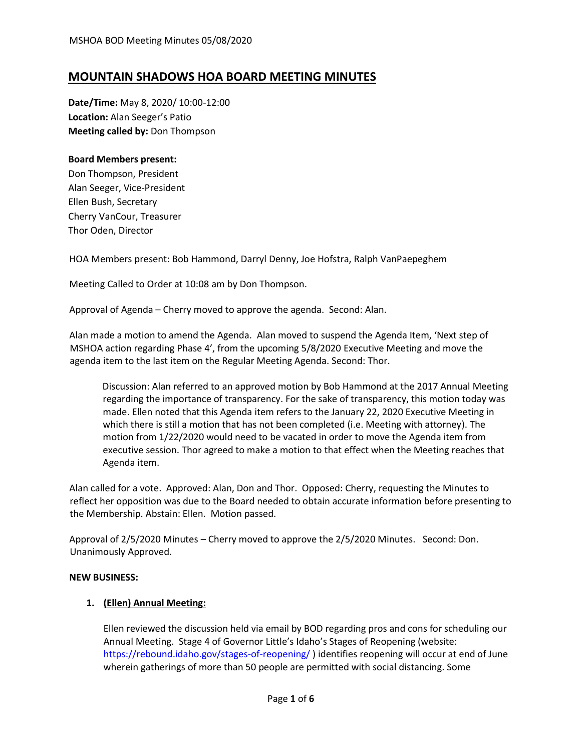// MOUNTAIN SHADOWS HOA BOARD MEETING MINUTES

**Date/Time:** May 8, 2020/ 10:00-12:00
**Location:** Alan Seeger's Patio
**Meeting called by:** Don Thompson

**Board Members present:**
Don Thompson, President
Alan Seeger, Vice-President
Ellen Bush, Secretary
Cherry VanCour, Treasurer
Thor Oden, Director

HOA Members present: Bob Hammond, Darryl Denny, Joe Hofstra, Ralph VanPaepeghem

Meeting Called to Order at 10:08 am by Don Thompson.

Approval of Agenda – Cherry moved to approve the agenda. Second: Alan.

Alan made a motion to amend the Agenda. Alan moved to suspend the Agenda Item, 'Next step of MSHOA action regarding Phase 4', from the upcoming 5/8/2020 Executive Meeting and move the agenda item to the last item on the Regular Meeting Agenda. Second: Thor.

> Discussion: Alan referred to an approved motion by Bob Hammond at the 2017 Annual Meeting regarding the importance of transparency. For the sake of transparency, this motion today was made. Ellen noted that this Agenda item refers to the January 22, 2020 Executive Meeting in which there is still a motion that has not been completed (i.e. Meeting with attorney). The motion from 1/22/2020 would need to be vacated in order to move the Agenda item from executive session. Thor agreed to make a motion to that effect when the Meeting reaches that Agenda item.

Alan called for a vote. Approved: Alan, Don and Thor. Opposed: Cherry, requesting the Minutes to reflect her opposition was due to the Board needed to obtain accurate information before presenting to the Membership. Abstain: Ellen. Motion passed.

Approval of 2/5/2020 Minutes – Cherry moved to approve the 2/5/2020 Minutes. Second: Don. Unanimously Approved.

**NEW BUSINESS:**

1. **(Ellen) Annual Meeting:**

   Ellen reviewed the discussion held via email by BOD regarding pros and cons for scheduling our Annual Meeting. Stage 4 of Governor Little's Idaho's Stages of Reopening (website: https://rebound.idaho.gov/stages-of-reopening/ ) identifies reopening will occur at end of June wherein gatherings of more than 50 people are permitted with social distancing. Some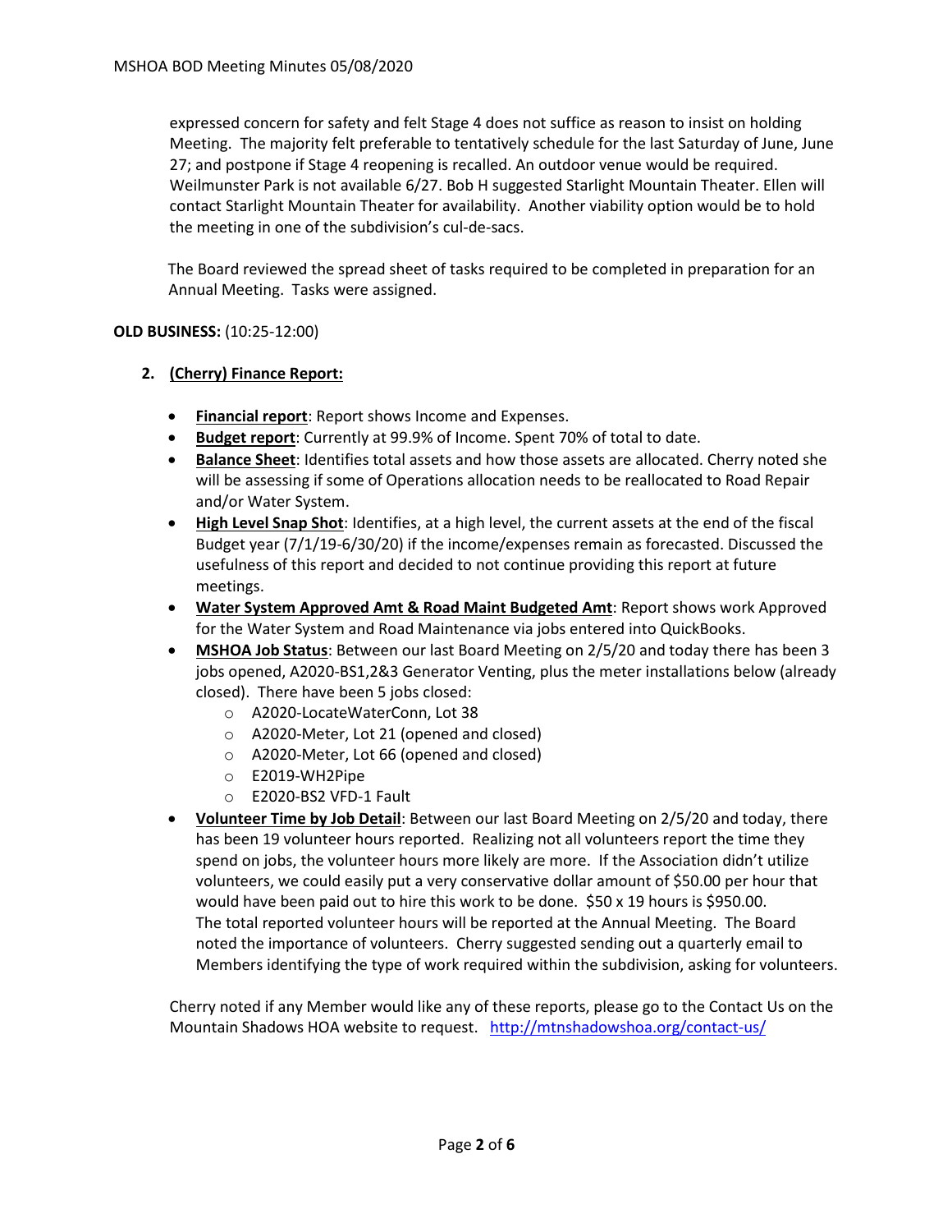expressed concern for safety and felt Stage 4 does not suffice as reason to insist on holding Meeting. The majority felt preferable to tentatively schedule for the last Saturday of June, June 27; and postpone if Stage 4 reopening is recalled. An outdoor venue would be required. Weilmunster Park is not available 6/27. Bob H suggested Starlight Mountain Theater. Ellen will contact Starlight Mountain Theater for availability. Another viability option would be to hold the meeting in one of the subdivision's cul-de-sacs.

The Board reviewed the spread sheet of tasks required to be completed in preparation for an Annual Meeting. Tasks were assigned.

**OLD BUSINESS:** (10:25-12:00)

2. **(Cherry) Finance Report:**

- **Financial report**: Report shows Income and Expenses.
- **Budget report**: Currently at 99.9% of Income. Spent 70% of total to date.
- **Balance Sheet**: Identifies total assets and how those assets are allocated. Cherry noted she will be assessing if some of Operations allocation needs to be reallocated to Road Repair and/or Water System.
- **High Level Snap Shot**: Identifies, at a high level, the current assets at the end of the fiscal Budget year (7/1/19-6/30/20) if the income/expenses remain as forecasted. Discussed the usefulness of this report and decided to not continue providing this report at future meetings.
- **Water System Approved Amt & Road Maint Budgeted Amt**: Report shows work Approved for the Water System and Road Maintenance via jobs entered into QuickBooks.
- **MSHOA Job Status**: Between our last Board Meeting on 2/5/20 and today there has been 3 jobs opened, A2020-BS1,2&3 Generator Venting, plus the meter installations below (already closed). There have been 5 jobs closed:
  - A2020-LocateWaterConn, Lot 38
  - A2020-Meter, Lot 21 (opened and closed)
  - A2020-Meter, Lot 66 (opened and closed)
  - E2019-WH2Pipe
  - E2020-BS2 VFD-1 Fault
- **Volunteer Time by Job Detail**: Between our last Board Meeting on 2/5/20 and today, there has been 19 volunteer hours reported. Realizing not all volunteers report the time they spend on jobs, the volunteer hours more likely are more. If the Association didn't utilize volunteers, we could easily put a very conservative dollar amount of $50.00 per hour that would have been paid out to hire this work to be done. $50 x 19 hours is $950.00. The total reported volunteer hours will be reported at the Annual Meeting. The Board noted the importance of volunteers. Cherry suggested sending out a quarterly email to Members identifying the type of work required within the subdivision, asking for volunteers.

Cherry noted if any Member would like any of these reports, please go to the Contact Us on the Mountain Shadows HOA website to request. http://mtnshadowshoa.org/contact-us/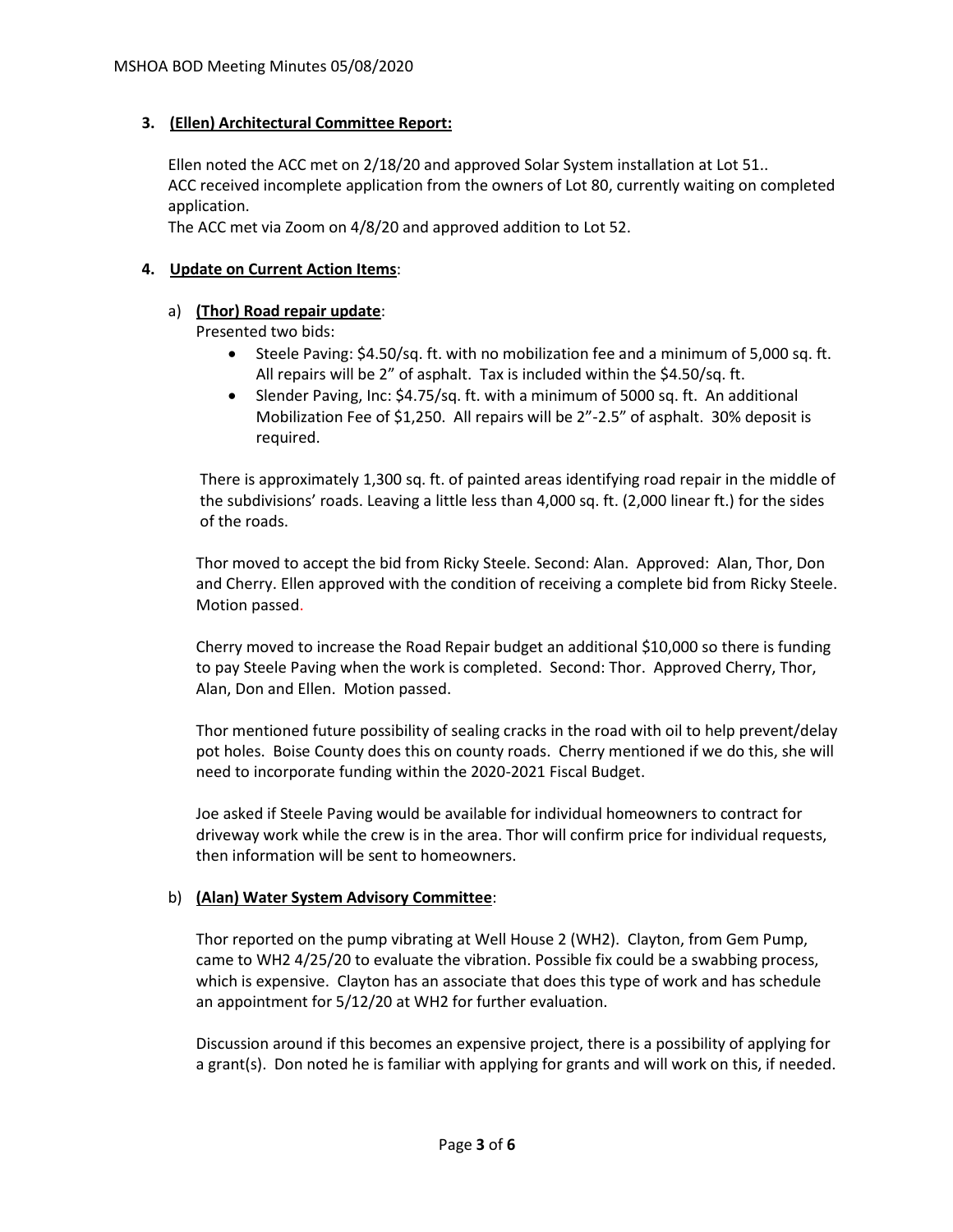**3. (Ellen) Architectural Committee Report:**

Ellen noted the ACC met on 2/18/20 and approved Solar System installation at Lot 51..
ACC received incomplete application from the owners of Lot 80, currently waiting on completed application.
The ACC met via Zoom on 4/8/20 and approved addition to Lot 52.

**4. Update on Current Action Items**:

a) **(Thor) Road repair update**:
Presented two bids:

- Steele Paving: \$4.50/sq. ft. with no mobilization fee and a minimum of 5,000 sq. ft. All repairs will be 2" of asphalt. Tax is included within the \$4.50/sq. ft.
- Slender Paving, Inc: \$4.75/sq. ft. with a minimum of 5000 sq. ft. An additional Mobilization Fee of \$1,250. All repairs will be 2"-2.5" of asphalt. 30% deposit is required.

There is approximately 1,300 sq. ft. of painted areas identifying road repair in the middle of the subdivisions' roads. Leaving a little less than 4,000 sq. ft. (2,000 linear ft.) for the sides of the roads.

Thor moved to accept the bid from Ricky Steele. Second: Alan. Approved: Alan, Thor, Don and Cherry. Ellen approved with the condition of receiving a complete bid from Ricky Steele. Motion passed.

Cherry moved to increase the Road Repair budget an additional \$10,000 so there is funding to pay Steele Paving when the work is completed. Second: Thor. Approved Cherry, Thor, Alan, Don and Ellen. Motion passed.

Thor mentioned future possibility of sealing cracks in the road with oil to help prevent/delay pot holes. Boise County does this on county roads. Cherry mentioned if we do this, she will need to incorporate funding within the 2020-2021 Fiscal Budget.

Joe asked if Steele Paving would be available for individual homeowners to contract for driveway work while the crew is in the area. Thor will confirm price for individual requests, then information will be sent to homeowners.

b) **(Alan) Water System Advisory Committee**:

Thor reported on the pump vibrating at Well House 2 (WH2). Clayton, from Gem Pump, came to WH2 4/25/20 to evaluate the vibration. Possible fix could be a swabbing process, which is expensive. Clayton has an associate that does this type of work and has schedule an appointment for 5/12/20 at WH2 for further evaluation.

Discussion around if this becomes an expensive project, there is a possibility of applying for a grant(s). Don noted he is familiar with applying for grants and will work on this, if needed.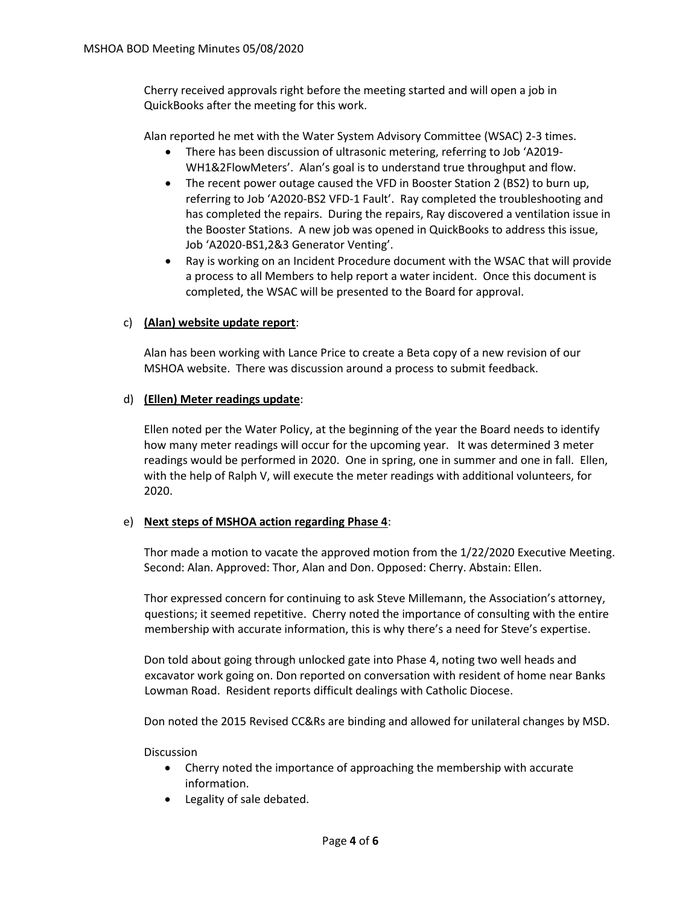Cherry received approvals right before the meeting started and will open a job in QuickBooks after the meeting for this work.

Alan reported he met with the Water System Advisory Committee (WSAC) 2-3 times.

- There has been discussion of ultrasonic metering, referring to Job 'A2019-WH1&2FlowMeters'. Alan's goal is to understand true throughput and flow.
- The recent power outage caused the VFD in Booster Station 2 (BS2) to burn up, referring to Job 'A2020-BS2 VFD-1 Fault'. Ray completed the troubleshooting and has completed the repairs. During the repairs, Ray discovered a ventilation issue in the Booster Stations. A new job was opened in QuickBooks to address this issue, Job 'A2020-BS1,2&3 Generator Venting'.
- Ray is working on an Incident Procedure document with the WSAC that will provide a process to all Members to help report a water incident. Once this document is completed, the WSAC will be presented to the Board for approval.

c) **<u>(Alan) website update report</u>**:

Alan has been working with Lance Price to create a Beta copy of a new revision of our MSHOA website. There was discussion around a process to submit feedback.

d) **<u>(Ellen) Meter readings update</u>**:

Ellen noted per the Water Policy, at the beginning of the year the Board needs to identify how many meter readings will occur for the upcoming year. It was determined 3 meter readings would be performed in 2020. One in spring, one in summer and one in fall. Ellen, with the help of Ralph V, will execute the meter readings with additional volunteers, for 2020.

e) **<u>Next steps of MSHOA action regarding Phase 4</u>**:

Thor made a motion to vacate the approved motion from the 1/22/2020 Executive Meeting. Second: Alan. Approved: Thor, Alan and Don. Opposed: Cherry. Abstain: Ellen.

Thor expressed concern for continuing to ask Steve Millemann, the Association's attorney, questions; it seemed repetitive. Cherry noted the importance of consulting with the entire membership with accurate information, this is why there's a need for Steve's expertise.

Don told about going through unlocked gate into Phase 4, noting two well heads and excavator work going on. Don reported on conversation with resident of home near Banks Lowman Road. Resident reports difficult dealings with Catholic Diocese.

Don noted the 2015 Revised CC&Rs are binding and allowed for unilateral changes by MSD.

Discussion

- Cherry noted the importance of approaching the membership with accurate information.
- Legality of sale debated.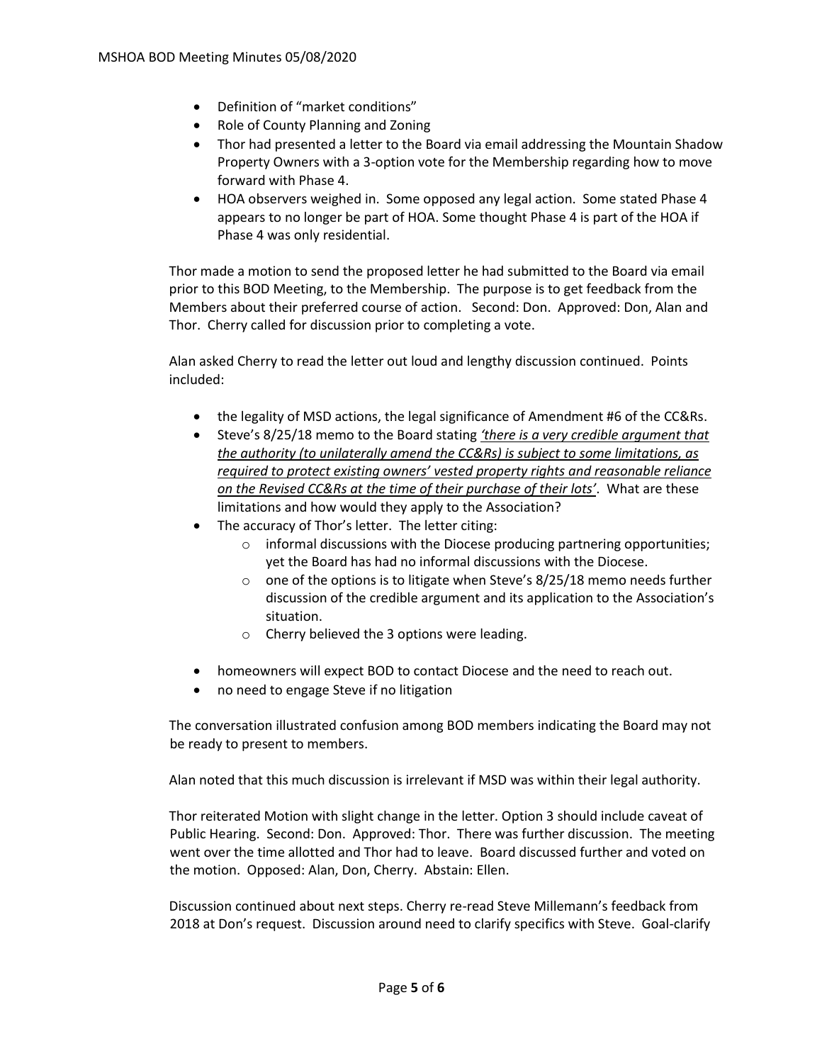- Definition of "market conditions"
- Role of County Planning and Zoning
- Thor had presented a letter to the Board via email addressing the Mountain Shadow Property Owners with a 3-option vote for the Membership regarding how to move forward with Phase 4.
- HOA observers weighed in. Some opposed any legal action. Some stated Phase 4 appears to no longer be part of HOA. Some thought Phase 4 is part of the HOA if Phase 4 was only residential.

Thor made a motion to send the proposed letter he had submitted to the Board via email prior to this BOD Meeting, to the Membership. The purpose is to get feedback from the Members about their preferred course of action. Second: Don. Approved: Don, Alan and Thor. Cherry called for discussion prior to completing a vote.

Alan asked Cherry to read the letter out loud and lengthy discussion continued. Points included:

- the legality of MSD actions, the legal significance of Amendment #6 of the CC&Rs.
- Steve's 8/25/18 memo to the Board stating *'there is a very credible argument that the authority (to unilaterally amend the CC&Rs) is subject to some limitations, as required to protect existing owners' vested property rights and reasonable reliance on the Revised CC&Rs at the time of their purchase of their lots'*. What are these limitations and how would they apply to the Association?
- The accuracy of Thor's letter. The letter citing:
  - informal discussions with the Diocese producing partnering opportunities; yet the Board has had no informal discussions with the Diocese.
  - one of the options is to litigate when Steve's 8/25/18 memo needs further discussion of the credible argument and its application to the Association's situation.
  - Cherry believed the 3 options were leading.
- homeowners will expect BOD to contact Diocese and the need to reach out.
- no need to engage Steve if no litigation

The conversation illustrated confusion among BOD members indicating the Board may not be ready to present to members.

Alan noted that this much discussion is irrelevant if MSD was within their legal authority.

Thor reiterated Motion with slight change in the letter. Option 3 should include caveat of Public Hearing. Second: Don. Approved: Thor. There was further discussion. The meeting went over the time allotted and Thor had to leave. Board discussed further and voted on the motion. Opposed: Alan, Don, Cherry. Abstain: Ellen.

Discussion continued about next steps. Cherry re-read Steve Millemann's feedback from 2018 at Don's request. Discussion around need to clarify specifics with Steve. Goal-clarify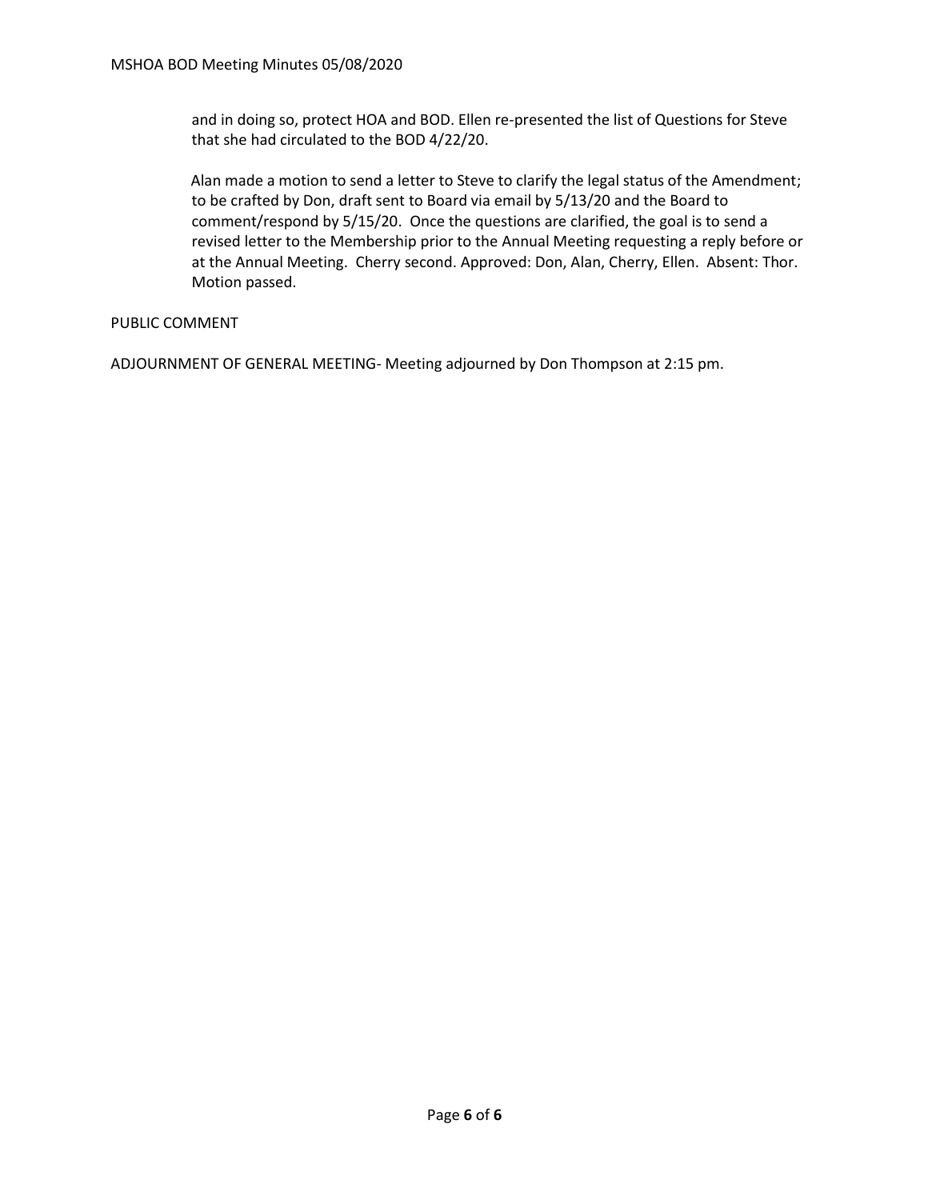and in doing so, protect HOA and BOD. Ellen re-presented the list of Questions for Steve that she had circulated to the BOD 4/22/20.

Alan made a motion to send a letter to Steve to clarify the legal status of the Amendment; to be crafted by Don, draft sent to Board via email by 5/13/20 and the Board to comment/respond by 5/15/20. Once the questions are clarified, the goal is to send a revised letter to the Membership prior to the Annual Meeting requesting a reply before or at the Annual Meeting. Cherry second. Approved: Don, Alan, Cherry, Ellen. Absent: Thor. Motion passed.

PUBLIC COMMENT

ADJOURNMENT OF GENERAL MEETING- Meeting adjourned by Don Thompson at 2:15 pm.